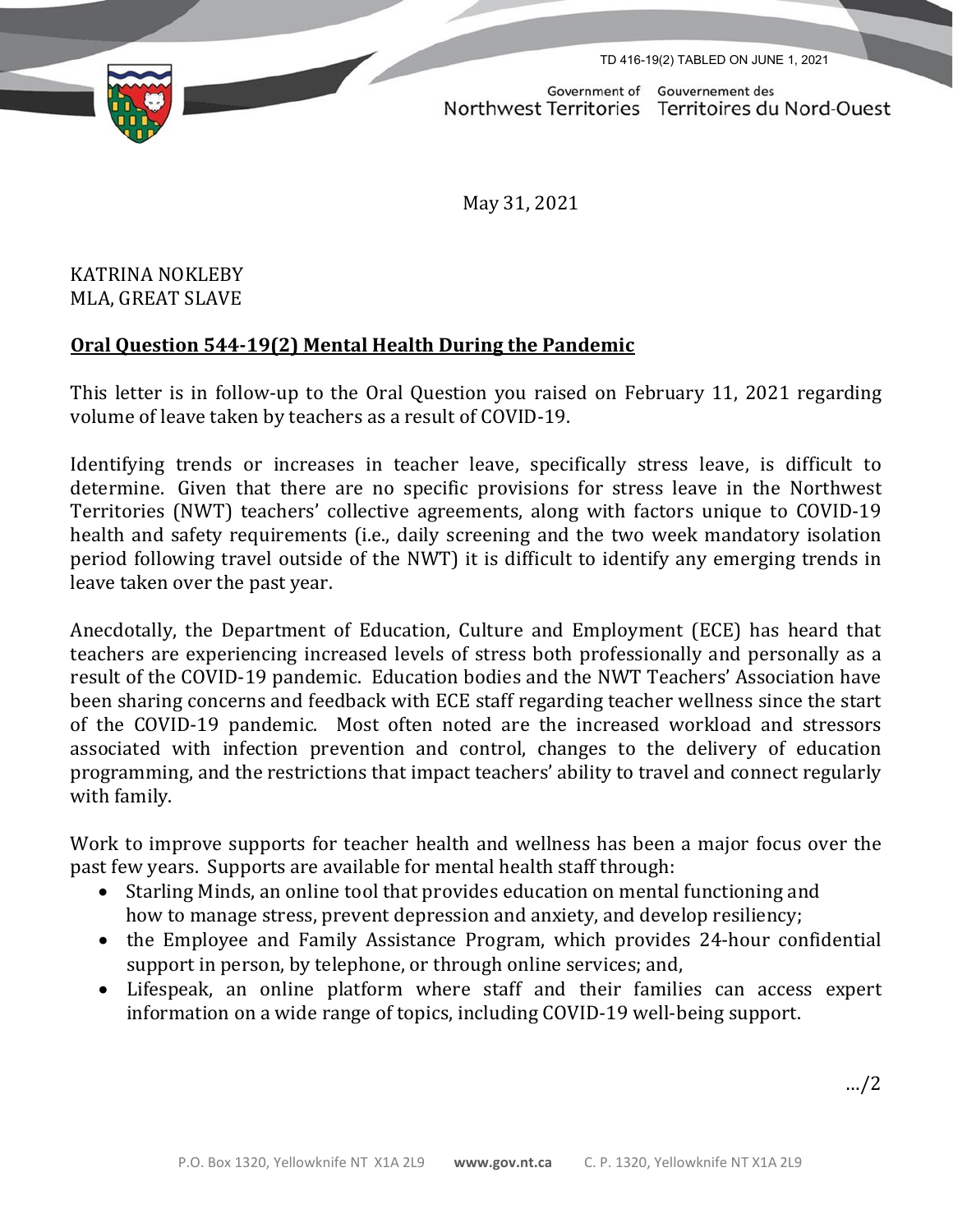TD 416-19(2) TABLED ON JUNE 1, 2021

Government of Northwest Territories | Gouvernement des Territoires du Nord-Ouest

May 31, 2021

KATRINA NOKLEBY
MLA, GREAT SLAVE

**Oral Question 544-19(2) Mental Health During the Pandemic**

This letter is in follow-up to the Oral Question you raised on February 11, 2021 regarding volume of leave taken by teachers as a result of COVID-19.

Identifying trends or increases in teacher leave, specifically stress leave, is difficult to determine. Given that there are no specific provisions for stress leave in the Northwest Territories (NWT) teachers' collective agreements, along with factors unique to COVID-19 health and safety requirements (i.e., daily screening and the two week mandatory isolation period following travel outside of the NWT) it is difficult to identify any emerging trends in leave taken over the past year.

Anecdotally, the Department of Education, Culture and Employment (ECE) has heard that teachers are experiencing increased levels of stress both professionally and personally as a result of the COVID-19 pandemic. Education bodies and the NWT Teachers' Association have been sharing concerns and feedback with ECE staff regarding teacher wellness since the start of the COVID-19 pandemic. Most often noted are the increased workload and stressors associated with infection prevention and control, changes to the delivery of education programming, and the restrictions that impact teachers' ability to travel and connect regularly with family.

Work to improve supports for teacher health and wellness has been a major focus over the past few years. Supports are available for mental health staff through:

- Starling Minds, an online tool that provides education on mental functioning and how to manage stress, prevent depression and anxiety, and develop resiliency;
- the Employee and Family Assistance Program, which provides 24-hour confidential support in person, by telephone, or through online services; and,
- Lifespeak, an online platform where staff and their families can access expert information on a wide range of topics, including COVID-19 well-being support.

…/2

P.O. Box 1320, Yellowknife NT X1A 2L9 www.gov.nt.ca C. P. 1320, Yellowknife NT X1A 2L9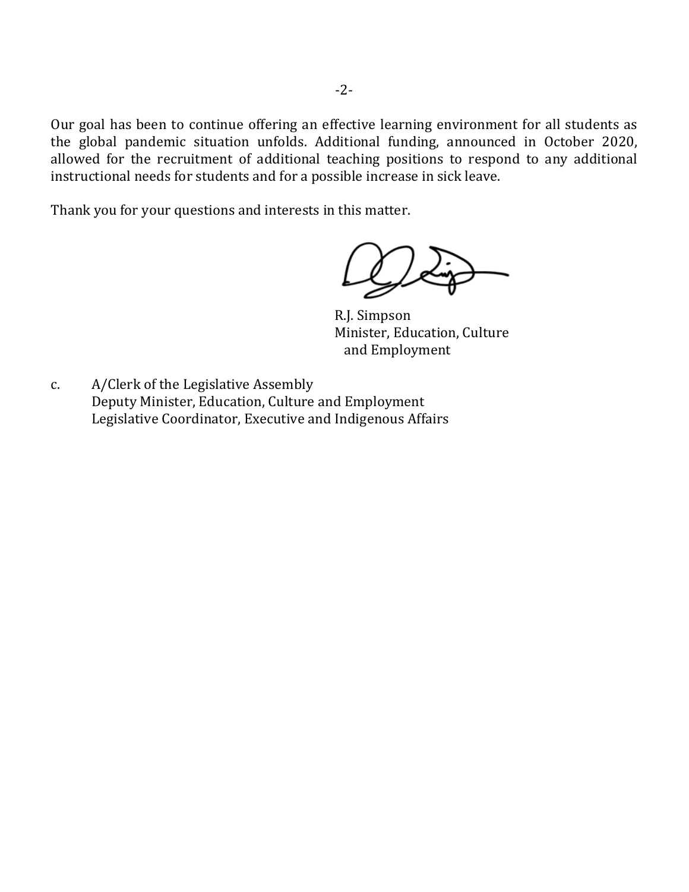Our goal has been to continue offering an effective learning environment for all students as the global pandemic situation unfolds. Additional funding, announced in October 2020, allowed for the recruitment of additional teaching positions to respond to any additional instructional needs for students and for a possible increase in sick leave.

Thank you for your questions and interests in this matter.

R.J. Simpson
Minister, Education, Culture
and Employment

c. A/Clerk of the Legislative Assembly
Deputy Minister, Education, Culture and Employment
Legislative Coordinator, Executive and Indigenous Affairs